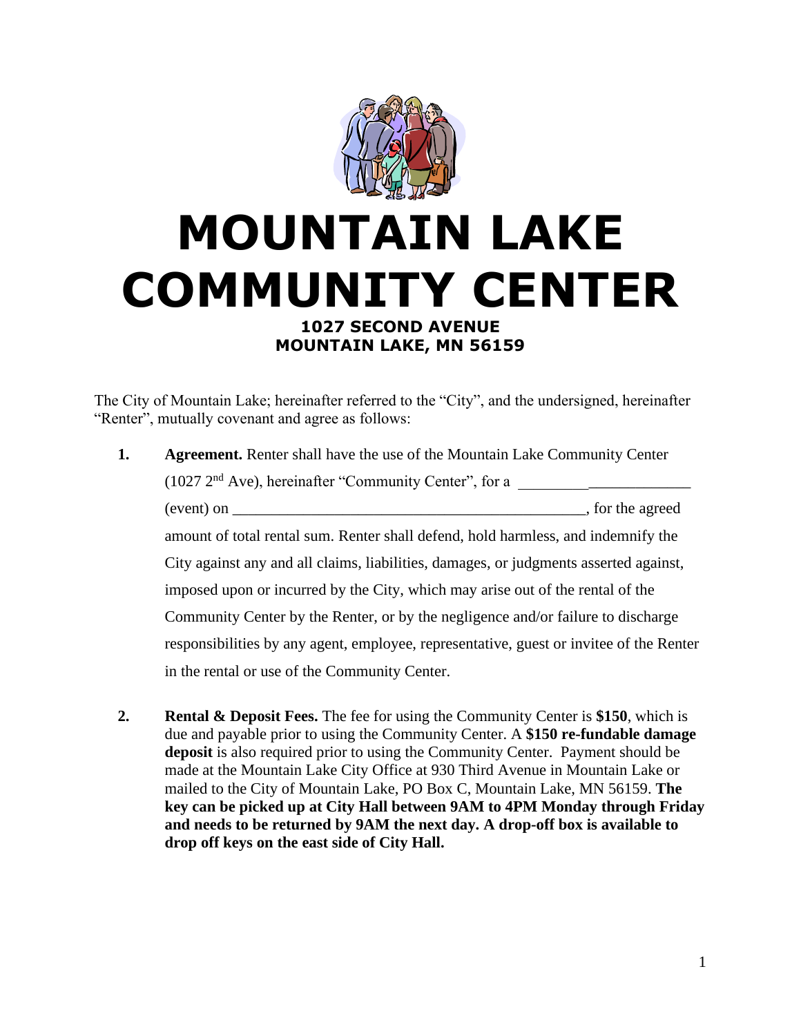# MOUNTAIN LAKE COMMUNITY CENTER

**1027 SECOND AVENUE**
**MOUNTAIN LAKE, MN 56159**

The City of Mountain Lake; hereinafter referred to the "City", and the undersigned, hereinafter "Renter", mutually covenant and agree as follows:

1. **Agreement.** Renter shall have the use of the Mountain Lake Community Center (1027 2nd Ave), hereinafter "Community Center", for a ______________________ (event) on _______________________________________________, for the agreed amount of total rental sum. Renter shall defend, hold harmless, and indemnify the City against any and all claims, liabilities, damages, or judgments asserted against, imposed upon or incurred by the City, which may arise out of the rental of the Community Center by the Renter, or by the negligence and/or failure to discharge responsibilities by any agent, employee, representative, guest or invitee of the Renter in the rental or use of the Community Center.

2. **Rental & Deposit Fees.** The fee for using the Community Center is **$150**, which is due and payable prior to using the Community Center. A **$150 re-fundable damage deposit** is also required prior to using the Community Center. Payment should be made at the Mountain Lake City Office at 930 Third Avenue in Mountain Lake or mailed to the City of Mountain Lake, PO Box C, Mountain Lake, MN 56159. **The key can be picked up at City Hall between 9AM to 4PM Monday through Friday and needs to be returned by 9AM the next day. A drop-off box is available to drop off keys on the east side of City Hall.**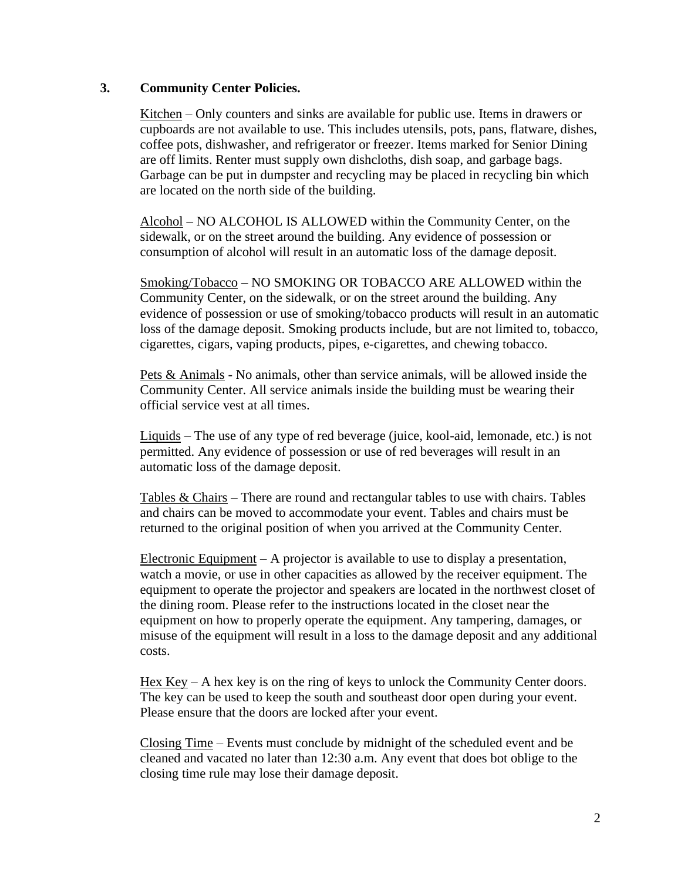### 3. Community Center Policies.

Kitchen – Only counters and sinks are available for public use. Items in drawers or cupboards are not available to use. This includes utensils, pots, pans, flatware, dishes, coffee pots, dishwasher, and refrigerator or freezer. Items marked for Senior Dining are off limits. Renter must supply own dishcloths, dish soap, and garbage bags. Garbage can be put in dumpster and recycling may be placed in recycling bin which are located on the north side of the building.

Alcohol – NO ALCOHOL IS ALLOWED within the Community Center, on the sidewalk, or on the street around the building. Any evidence of possession or consumption of alcohol will result in an automatic loss of the damage deposit.

Smoking/Tobacco – NO SMOKING OR TOBACCO ARE ALLOWED within the Community Center, on the sidewalk, or on the street around the building. Any evidence of possession or use of smoking/tobacco products will result in an automatic loss of the damage deposit. Smoking products include, but are not limited to, tobacco, cigarettes, cigars, vaping products, pipes, e-cigarettes, and chewing tobacco.

Pets & Animals - No animals, other than service animals, will be allowed inside the Community Center. All service animals inside the building must be wearing their official service vest at all times.

Liquids – The use of any type of red beverage (juice, kool-aid, lemonade, etc.) is not permitted. Any evidence of possession or use of red beverages will result in an automatic loss of the damage deposit.

Tables & Chairs – There are round and rectangular tables to use with chairs. Tables and chairs can be moved to accommodate your event. Tables and chairs must be returned to the original position of when you arrived at the Community Center.

Electronic Equipment – A projector is available to use to display a presentation, watch a movie, or use in other capacities as allowed by the receiver equipment. The equipment to operate the projector and speakers are located in the northwest closet of the dining room. Please refer to the instructions located in the closet near the equipment on how to properly operate the equipment. Any tampering, damages, or misuse of the equipment will result in a loss to the damage deposit and any additional costs.

Hex Key – A hex key is on the ring of keys to unlock the Community Center doors. The key can be used to keep the south and southeast door open during your event. Please ensure that the doors are locked after your event.

Closing Time – Events must conclude by midnight of the scheduled event and be cleaned and vacated no later than 12:30 a.m. Any event that does bot oblige to the closing time rule may lose their damage deposit.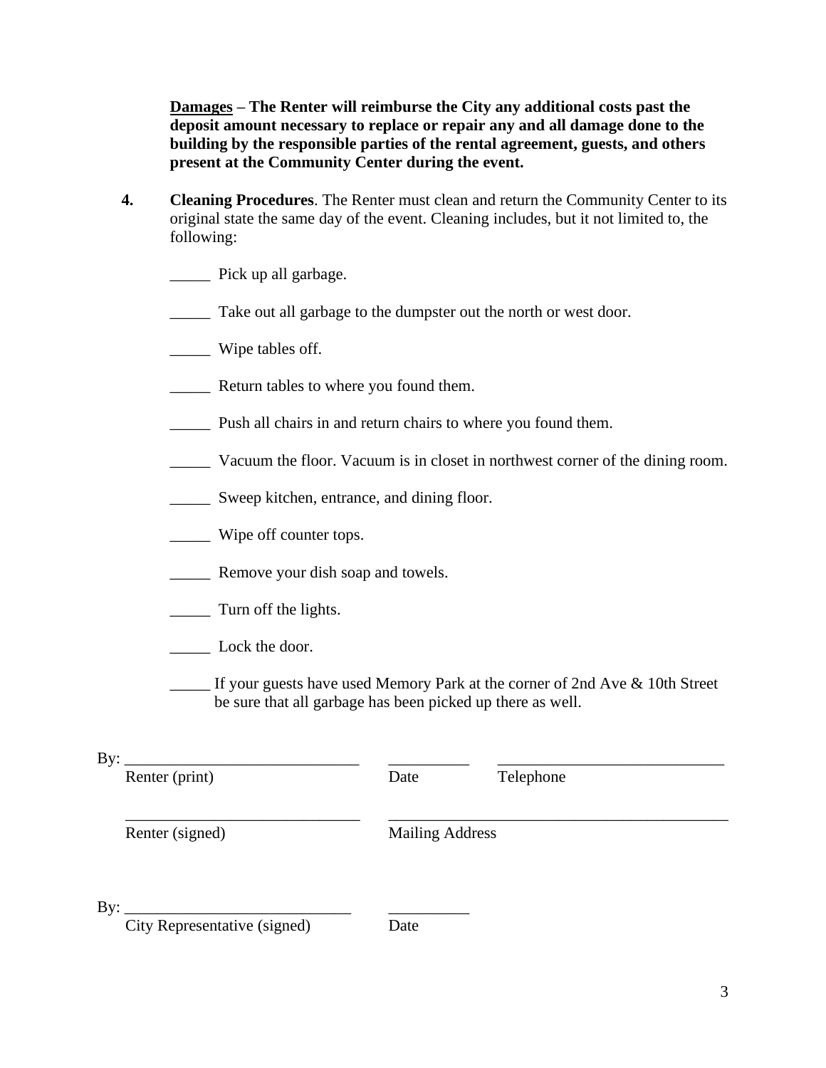**<u>Damages</u> – The Renter will reimburse the City any additional costs past the deposit amount necessary to replace or repair any and all damage done to the building by the responsible parties of the rental agreement, guests, and others present at the Community Center during the event.**

**4.** **Cleaning Procedures**. The Renter must clean and return the Community Center to its original state the same day of the event. Cleaning includes, but it not limited to, the following:

_____ Pick up all garbage.

_____ Take out all garbage to the dumpster out the north or west door.

_____ Wipe tables off.

_____ Return tables to where you found them.

_____ Push all chairs in and return chairs to where you found them.

_____ Vacuum the floor. Vacuum is in closet in northwest corner of the dining room.

_____ Sweep kitchen, entrance, and dining floor.

_____ Wipe off counter tops.

_____ Remove your dish soap and towels.

_____ Turn off the lights.

_____ Lock the door.

_____ If your guests have used Memory Park at the corner of 2nd Ave & 10th Street be sure that all garbage has been picked up there as well.

By: _____________________________ __________ ____________________________
Renter (print) Date Telephone

_____________________________ ____________________________________________
Renter (signed) Mailing Address

By: ___________________________ __________
City Representative (signed) Date